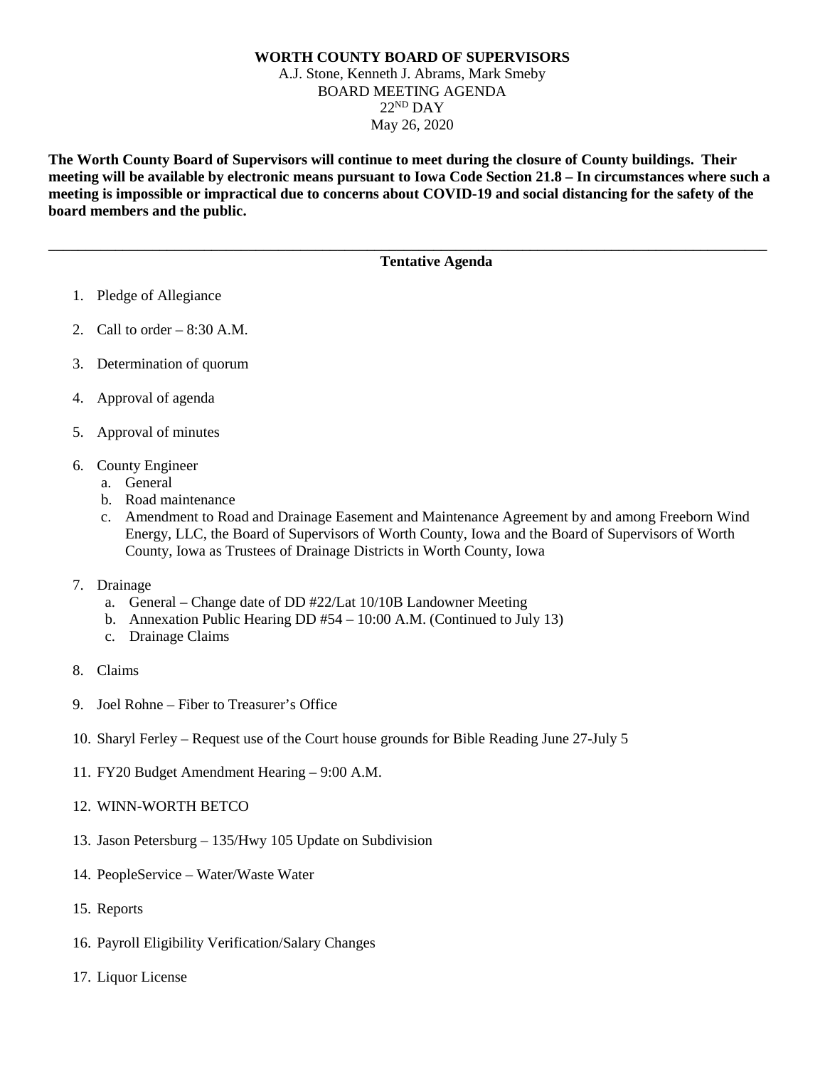**WORTH COUNTY BOARD OF SUPERVISORS**

A.J. Stone, Kenneth J. Abrams, Mark Smeby

BOARD MEETING AGENDA

22ND DAY

May 26, 2020

**The Worth County Board of Supervisors will continue to meet during the closure of County buildings. Their meeting will be available by electronic means pursuant to Iowa Code Section 21.8 – In circumstances where such a meeting is impossible or impractical due to concerns about COVID-19 and social distancing for the safety of the board members and the public.**

---

**Tentative Agenda**

1. Pledge of Allegiance
2. Call to order – 8:30 A.M.
3. Determination of quorum
4. Approval of agenda
5. Approval of minutes
6. County Engineer
   a. General
   b. Road maintenance
   c. Amendment to Road and Drainage Easement and Maintenance Agreement by and among Freeborn Wind Energy, LLC, the Board of Supervisors of Worth County, Iowa and the Board of Supervisors of Worth County, Iowa as Trustees of Drainage Districts in Worth County, Iowa
7. Drainage
   a. General – Change date of DD #22/Lat 10/10B Landowner Meeting
   b. Annexation Public Hearing DD #54 – 10:00 A.M. (Continued to July 13)
   c. Drainage Claims
8. Claims
9. Joel Rohne – Fiber to Treasurer's Office
10. Sharyl Ferley – Request use of the Court house grounds for Bible Reading June 27-July 5
11. FY20 Budget Amendment Hearing – 9:00 A.M.
12. WINN-WORTH BETCO
13. Jason Petersburg – 135/Hwy 105 Update on Subdivision
14. PeopleService – Water/Waste Water
15. Reports
16. Payroll Eligibility Verification/Salary Changes
17. Liquor License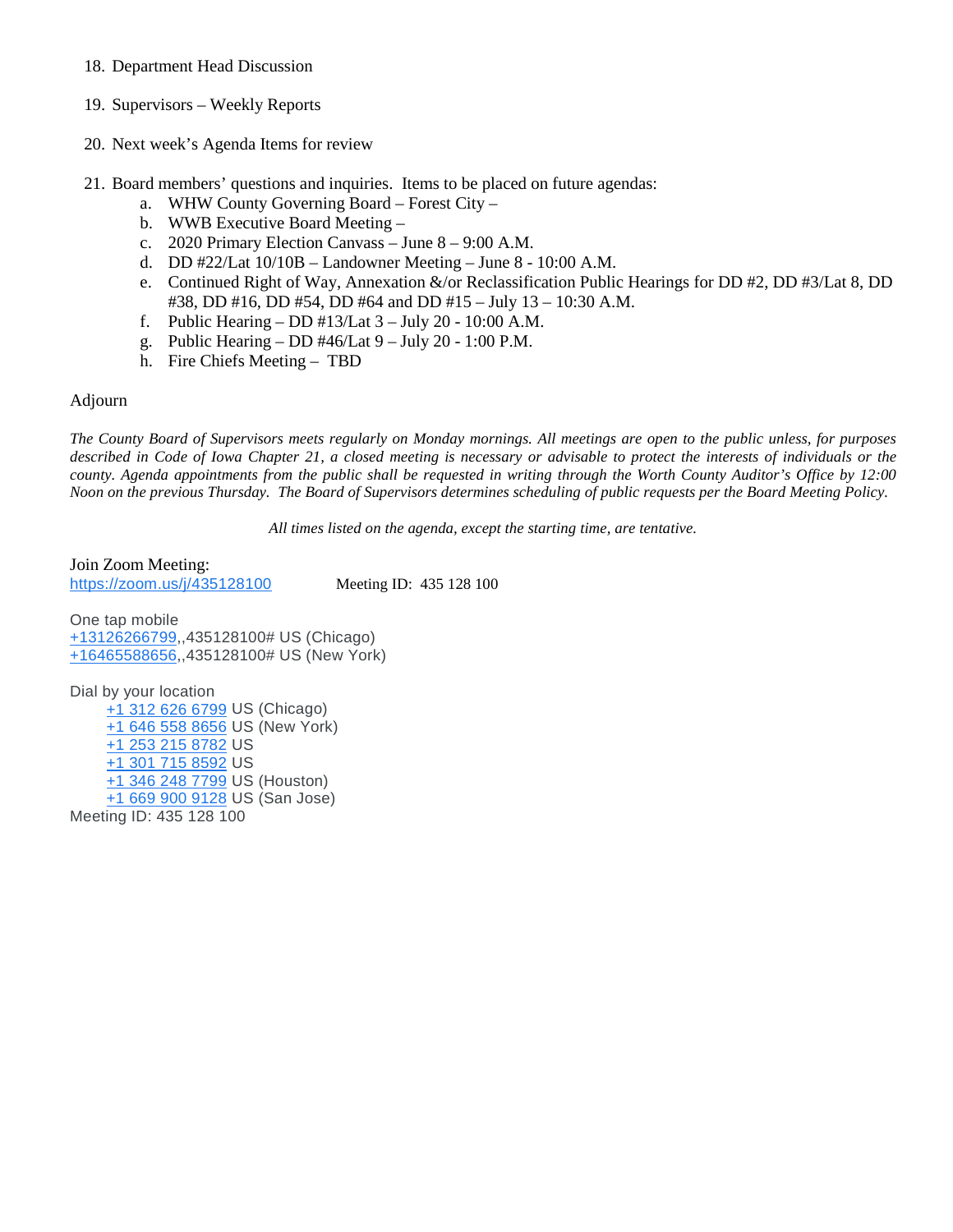18. Department Head Discussion

19. Supervisors – Weekly Reports

20. Next week's Agenda Items for review

21. Board members' questions and inquiries. Items to be placed on future agendas:
    a. WHW County Governing Board – Forest City –
    b. WWB Executive Board Meeting –
    c. 2020 Primary Election Canvass – June 8 – 9:00 A.M.
    d. DD #22/Lat 10/10B – Landowner Meeting – June 8 - 10:00 A.M.
    e. Continued Right of Way, Annexation &/or Reclassification Public Hearings for DD #2, DD #3/Lat 8, DD #38, DD #16, DD #54, DD #64 and DD #15 – July 13 – 10:30 A.M.
    f. Public Hearing – DD #13/Lat 3 – July 20 - 10:00 A.M.
    g. Public Hearing – DD #46/Lat 9 – July 20 - 1:00 P.M.
    h. Fire Chiefs Meeting – TBD

Adjourn

*The County Board of Supervisors meets regularly on Monday mornings. All meetings are open to the public unless, for purposes described in Code of Iowa Chapter 21, a closed meeting is necessary or advisable to protect the interests of individuals or the county. Agenda appointments from the public shall be requested in writing through the Worth County Auditor's Office by 12:00 Noon on the previous Thursday. The Board of Supervisors determines scheduling of public requests per the Board Meeting Policy.*

*All times listed on the agenda, except the starting time, are tentative.*

Join Zoom Meeting:
https://zoom.us/j/435128100 Meeting ID: 435 128 100

One tap mobile
+13126266799,,435128100# US (Chicago)
+16465588656,,435128100# US (New York)

Dial by your location
+1 312 626 6799 US (Chicago)
+1 646 558 8656 US (New York)
+1 253 215 8782 US
+1 301 715 8592 US
+1 346 248 7799 US (Houston)
+1 669 900 9128 US (San Jose)
Meeting ID: 435 128 100